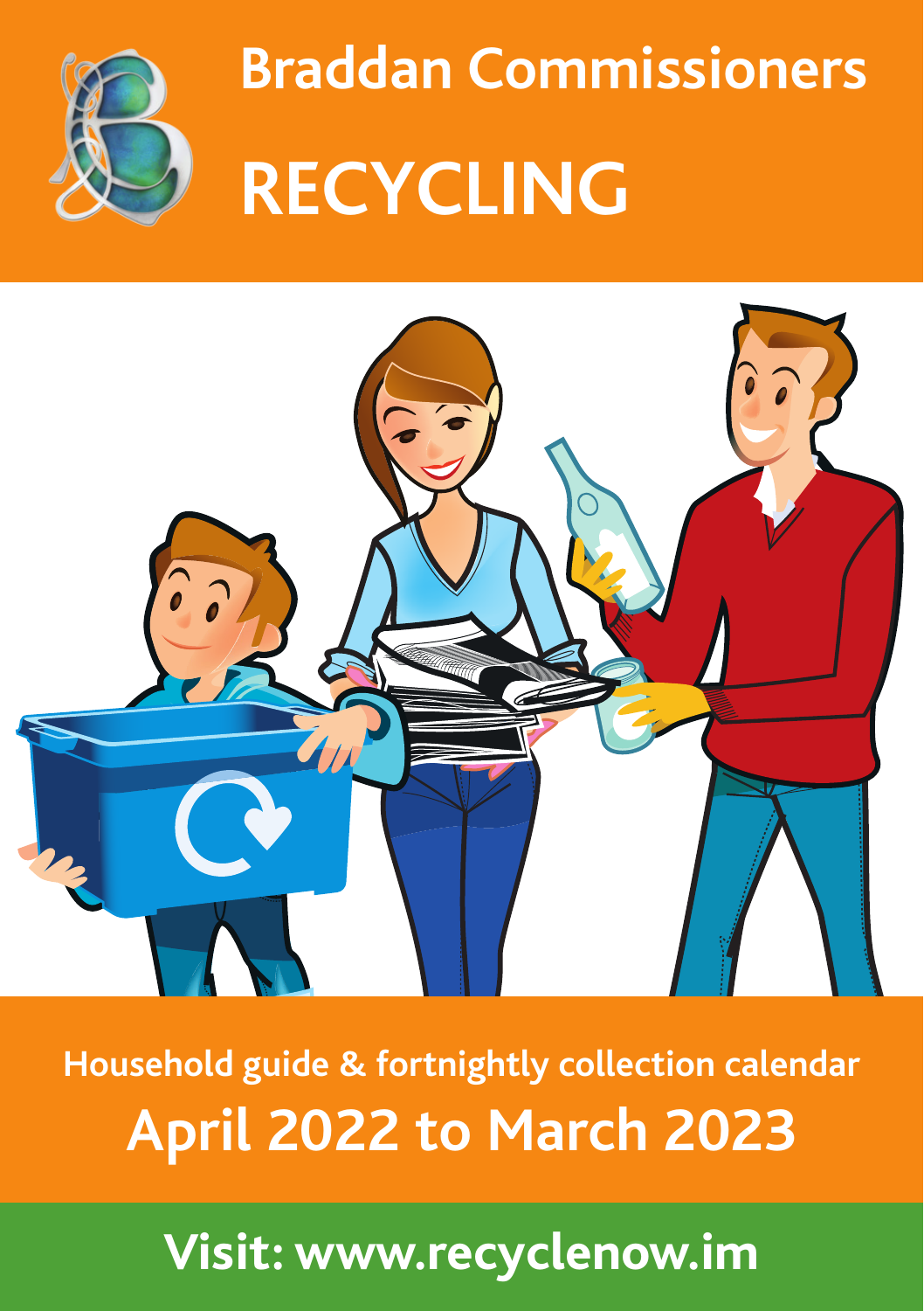# Braddan Commissioners

# RECYCLING

**Household guide & fortnightly collection calendar**

## April 2022 to March 2023

**Visit: www.recyclenow.im**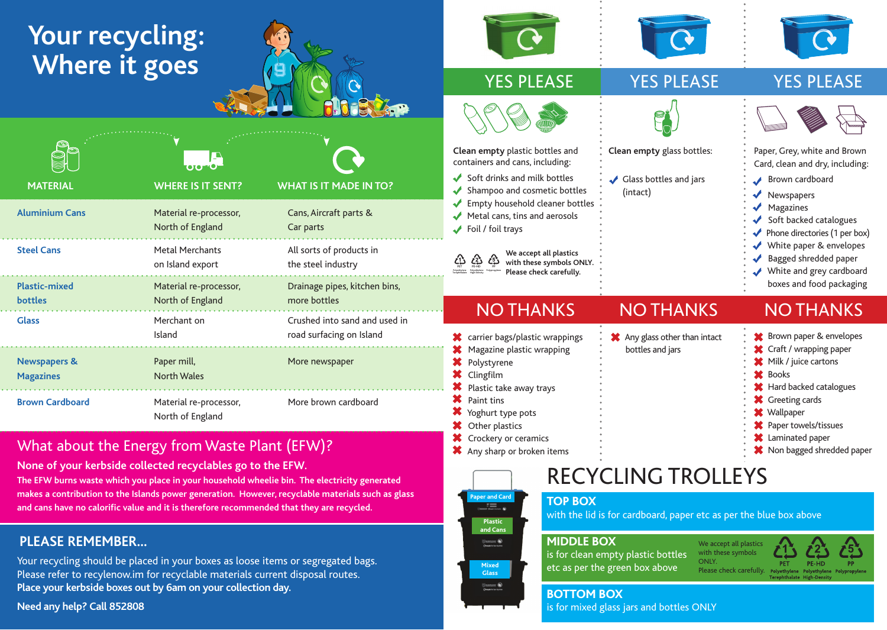# Your recycling: Where it goes

| MATERIAL | WHERE IS IT SENT? | WHAT IS IT MADE IN TO? |
|---|---|---|
| Aluminium Cans | Material re-processor, North of England | Cans, Aircraft parts & Car parts |
| Steel Cans | Metal Merchants on Island export | All sorts of products in the steel industry |
| Plastic-mixed bottles | Material re-processor, North of England | Drainage pipes, kitchen bins, more bottles |
| Glass | Merchant on Island | Crushed into sand and used in road surfacing on Island |
| Newspapers & Magazines | Paper mill, North Wales | More newspaper |
| Brown Cardboard | Material re-processor, North of England | More brown cardboard |

## What about the Energy from Waste Plant (EFW)?

**None of your kerbside collected recyclables go to the EFW.**

**The EFW burns waste which you place in your household wheelie bin. The electricity generated makes a contribution to the Islands power generation. However, recyclable materials such as glass and cans have no calorific value and it is therefore recommended that they are recycled.**

## PLEASE REMEMBER...

Your recycling should be placed in your boxes as loose items or segregated bags.
Please refer to recylenow.im for recyclable materials current disposal routes.
**Place your kerbside boxes out by 6am on your collection day.**

**Need any help? Call 852808**

## YES PLEASE (green box)

**Clean empty** plastic bottles and containers and cans, including:

- ✔ Soft drinks and milk bottles
- ✔ Shampoo and cosmetic bottles
- ✔ Empty household cleaner bottles
- ✔ Metal cans, tins and aerosols
- ✔ Foil / foil trays

1 PET Polyethylene Terephthalate, 2 PE-HD Polyethylene High-Density, 5 PP Polypropylene

**We accept all plastics with these symbols ONLY. Please check carefully.**

## YES PLEASE (blue box – glass)

**Clean empty** glass bottles:

- ✔ Glass bottles and jars (intact)

## YES PLEASE (blue box – paper and card)

Paper, Grey, white and Brown Card, clean and dry, including:

- ✔ Brown cardboard
- ✔ Newspapers
- ✔ Magazines
- ✔ Soft backed catalogues
- ✔ Phone directories (1 per box)
- ✔ White paper & envelopes
- ✔ Bagged shredded paper
- ✔ White and grey cardboard boxes and food packaging

## NO THANKS (green box)

- ✖ carrier bags/plastic wrappings
- ✖ Magazine plastic wrapping
- ✖ Polystyrene
- ✖ Clingfilm
- ✖ Plastic take away trays
- ✖ Paint tins
- ✖ Yoghurt type pots
- ✖ Other plastics
- ✖ Crockery or ceramics
- ✖ Any sharp or broken items

## NO THANKS (glass box)

- ✖ Any glass other than intact bottles and jars

## NO THANKS (paper and card box)

- ✖ Brown paper & envelopes
- ✖ Craft / wrapping paper
- ✖ Milk / juice cartons
- ✖ Books
- ✖ Hard backed catalogues
- ✖ Greeting cards
- ✖ Wallpaper
- ✖ Paper towels/tissues
- ✖ Laminated paper
- ✖ Non bagged shredded paper

# RECYCLING TROLLEYS

Paper and Card / Plastic and Cans / Mixed Glass

**TOP BOX**
with the lid is for cardboard, paper etc as per the blue box above

**MIDDLE BOX**
is for clean empty plastic bottles etc as per the green box above

We accept all plastics with these symbols ONLY. Please check carefully.
1 PET Polyethylene Terephthalate, 2 PE-HD Polyethylene High-Density, 5 PP Polypropylene

**BOTTOM BOX**
is for mixed glass jars and bottles ONLY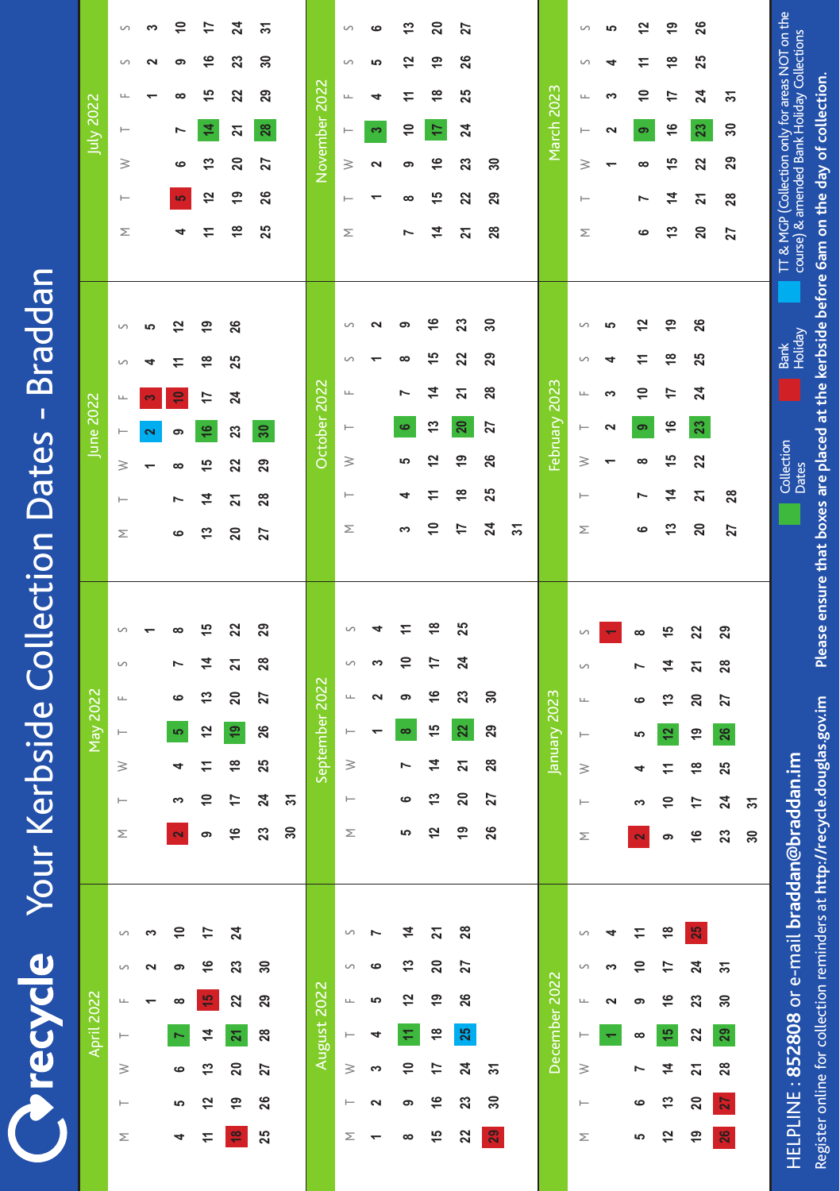# recycle — Your Kerbside Collection Dates - Braddan

Key to markings below (colours on the original): **bold** = Collection Dates (green); *italic* = Bank Holiday (red); ***bold italic*** = TT & MGP (blue).

## April 2022

| M | T | W | T | F | S | S |
|---|---|---|---|---|---|---|
| | | | | 1 | 2 | 3 |
| 4 | 5 | 6 | **7** | 8 | 9 | 10 |
| 11 | 12 | 13 | 14 | *15* | 16 | 17 |
| *18* | 19 | 20 | **21** | 22 | 23 | 24 |
| 25 | 26 | 27 | 28 | 29 | 30 | |

## May 2022

| M | T | W | T | F | S | S |
|---|---|---|---|---|---|---|
| | | | | | | 1 |
| *2* | 3 | 4 | **5** | 6 | 7 | 8 |
| 9 | 10 | 11 | 12 | 13 | 14 | 15 |
| 16 | 17 | 18 | **19** | 20 | 21 | 22 |
| 23 | 24 | 25 | 26 | 27 | 28 | 29 |
| 30 | 31 | | | | | |

## June 2022

| M | T | W | T | F | S | S |
|---|---|---|---|---|---|---|
| | | 1 | ***2*** | *3* | 4 | 5 |
| 6 | 7 | 8 | 9 | *10* | 11 | 12 |
| 13 | 14 | 15 | **16** | 17 | 18 | 19 |
| 20 | 21 | 22 | 23 | 24 | 25 | 26 |
| 27 | 28 | 29 | **30** | | | |

## July 2022

| M | T | W | T | F | S | S |
|---|---|---|---|---|---|---|
| | | | | 1 | 2 | 3 |
| 4 | *5* | 6 | 7 | 8 | 9 | 10 |
| 11 | 12 | 13 | **14** | 15 | 16 | 17 |
| 18 | 19 | 20 | 21 | 22 | 23 | 24 |
| 25 | 26 | 27 | **28** | 29 | 30 | 31 |

## August 2022

| M | T | W | T | F | S | S |
|---|---|---|---|---|---|---|
| 1 | 2 | 3 | 4 | 5 | 6 | 7 |
| 8 | 9 | 10 | **11** | 12 | 13 | 14 |
| 15 | 16 | 17 | 18 | 19 | 20 | 21 |
| 22 | 23 | 24 | ***25*** | 26 | 27 | 28 |
| *29* | 30 | 31 | | | | |

## September 2022

| M | T | W | T | F | S | S |
|---|---|---|---|---|---|---|
| | | | 1 | 2 | 3 | 4 |
| 5 | 6 | 7 | **8** | 9 | 10 | 11 |
| 12 | 13 | 14 | 15 | 16 | 17 | 18 |
| 19 | 20 | 21 | **22** | 23 | 24 | 25 |
| 26 | 27 | 28 | 29 | 30 | | |

## October 2022

| M | T | W | T | F | S | S |
|---|---|---|---|---|---|---|
| | | | | | 1 | 2 |
| 3 | 4 | 5 | **6** | 7 | 8 | 9 |
| 10 | 11 | 12 | 13 | 14 | 15 | 16 |
| 17 | 18 | 19 | **20** | 21 | 22 | 23 |
| 24 | 25 | 26 | 27 | 28 | 29 | 30 |
| 31 | | | | | | |

## November 2022

| M | T | W | T | F | S | S |
|---|---|---|---|---|---|---|
| | 1 | 2 | **3** | 4 | 5 | 6 |
| 7 | 8 | 9 | 10 | 11 | 12 | 13 |
| 14 | 15 | 16 | **17** | 18 | 19 | 20 |
| 21 | 22 | 23 | 24 | 25 | 26 | 27 |
| 28 | 29 | 30 | | | | |

## December 2022

| M | T | W | T | F | S | S |
|---|---|---|---|---|---|---|
| | | | **1** | 2 | 3 | 4 |
| 5 | 6 | 7 | 8 | 9 | 10 | 11 |
| 12 | 13 | 14 | **15** | 16 | 17 | 18 |
| 19 | 20 | 21 | 22 | 23 | 24 | *25* |
| *26* | *27* | 28 | **29** | 30 | 31 | |

## January 2023

| M | T | W | T | F | S | S |
|---|---|---|---|---|---|---|
| | | | | | | *1* |
| *2* | 3 | 4 | 5 | 6 | 7 | 8 |
| 9 | 10 | 11 | **12** | 13 | 14 | 15 |
| 16 | 17 | 18 | 19 | 20 | 21 | 22 |
| 23 | 24 | 25 | **26** | 27 | 28 | 29 |
| 30 | 31 | | | | | |

## February 2023

| M | T | W | T | F | S | S |
|---|---|---|---|---|---|---|
| | | 1 | 2 | 3 | 4 | 5 |
| 6 | 7 | 8 | **9** | 10 | 11 | 12 |
| 13 | 14 | 15 | 16 | 17 | 18 | 19 |
| 20 | 21 | 22 | **23** | 24 | 25 | 26 |
| 27 | 28 | | | | | |

## March 2023

| M | T | W | T | F | S | S |
|---|---|---|---|---|---|---|
| | | 1 | 2 | 3 | 4 | 5 |
| 6 | 7 | 8 | **9** | 10 | 11 | 12 |
| 13 | 14 | 15 | 16 | 17 | 18 | 19 |
| 20 | 21 | 22 | **23** | 24 | 25 | 26 |
| 27 | 28 | 29 | 30 | 31 | | |

Collection Dates

Bank Holiday

TT & MGP (Collection only for areas NOT on the course) & amended Bank Holiday Collections

**Please ensure that boxes are placed at the kerbside before 6am on the day of collection.**

HELPLINE : **852808** or e-mail **braddan@braddan.im**

Register online for collection reminders at **http://recycle.douglas.gov.im**